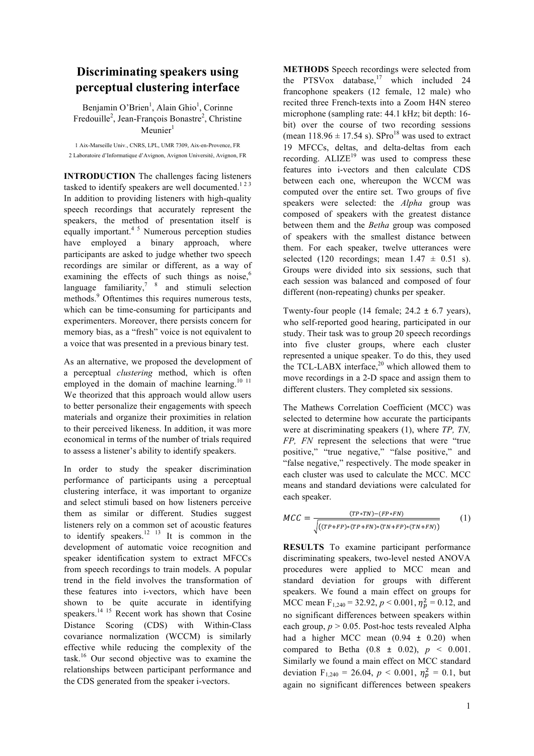# Discriminating speakers using perceptual clustering interface

Benjamin O'Brien[1], Alain Ghio[1], Corinne Fredouille[2], Jean-François Bonastre[2], Christine Meunier[1]

1 Aix-Marseille Univ., CNRS, LPL, UMR 7309, Aix-en-Provence, FR

2 Laboratoire d'Informatique d'Avignon, Avignon Université, Avignon, FR

**INTRODUCTION** The challenges facing listeners tasked to identify speakers are well documented.[1 2 3] In addition to providing listeners with high-quality speech recordings that accurately represent the speakers, the method of presentation itself is equally important.[4 5] Numerous perception studies have employed a binary approach, where participants are asked to judge whether two speech recordings are similar or different, as a way of examining the effects of such things as noise,[6] language familiarity,[7 8] and stimuli selection methods.[9] Oftentimes this requires numerous tests, which can be time-consuming for participants and experimenters. Moreover, there persists concern for memory bias, as a "fresh" voice is not equivalent to a voice that was presented in a previous binary test.

As an alternative, we proposed the development of a perceptual *clustering* method, which is often employed in the domain of machine learning.[10 11] We theorized that this approach would allow users to better personalize their engagements with speech materials and organize their proximities in relation to their perceived likeness. In addition, it was more economical in terms of the number of trials required to assess a listener's ability to identify speakers.

In order to study the speaker discrimination performance of participants using a perceptual clustering interface, it was important to organize and select stimuli based on how listeners perceive them as similar or different. Studies suggest listeners rely on a common set of acoustic features to identify speakers.[12 13] It is common in the development of automatic voice recognition and speaker identification system to extract MFCCs from speech recordings to train models. A popular trend in the field involves the transformation of these features into i-vectors, which have been shown to be quite accurate in identifying speakers.[14 15] Recent work has shown that Cosine Distance Scoring (CDS) with Within-Class covariance normalization (WCCM) is similarly effective while reducing the complexity of the task.[16] Our second objective was to examine the relationships between participant performance and the CDS generated from the speaker i-vectors.

**METHODS** Speech recordings were selected from the PTSVox database,[17] which included 24 francophone speakers (12 female, 12 male) who recited three French-texts into a Zoom H4N stereo microphone (sampling rate: 44.1 kHz; bit depth: 16-bit) over the course of two recording sessions (mean 118.96 ± 17.54 s). SPro[18] was used to extract 19 MFCCs, deltas, and delta-deltas from each recording. ALIZE[19] was used to compress these features into i-vectors and then calculate CDS between each one, whereupon the WCCM was computed over the entire set. Two groups of five speakers were selected: the *Alpha* group was composed of speakers with the greatest distance between them and the *Betha* group was composed of speakers with the smallest distance between them. For each speaker, twelve utterances were selected (120 recordings; mean 1.47 ± 0.51 s). Groups were divided into six sessions, such that each session was balanced and composed of four different (non-repeating) chunks per speaker.

Twenty-four people (14 female; 24.2 ± 6.7 years), who self-reported good hearing, participated in our study. Their task was to group 20 speech recordings into five cluster groups, where each cluster represented a unique speaker. To do this, they used the TCL-LABX interface,[20] which allowed them to move recordings in a 2-D space and assign them to different clusters. They completed six sessions.

The Mathews Correlation Coefficient (MCC) was selected to determine how accurate the participants were at discriminating speakers (1), where *TP, TN, FP, FN* represent the selections that were "true positive," "true negative," "false positive," and "false negative," respectively. The mode speaker in each cluster was used to calculate the MCC. MCC means and standard deviations were calculated for each speaker.

$$MCC = \frac{(TP*TN)-(FP*FN)}{\sqrt{((TP+FP)*(TP+FN)*(TN+FP)*(TN+FN))}} \quad (1)$$

**RESULTS** To examine participant performance discriminating speakers, two-level nested ANOVA procedures were applied to MCC mean and standard deviation for groups with different speakers. We found a main effect on groups for MCC mean $F_{1,240} = 32.92$, $p < 0.001$, $\eta_p^2 = 0.12$, and no significant differences between speakers within each group, $p > 0.05$. Post-hoc tests revealed Alpha had a higher MCC mean (0.94 ± 0.20) when compared to Betha (0.8 ± 0.02), $p < 0.001$. Similarly we found a main effect on MCC standard deviation $F_{1,240} = 26.04$, $p < 0.001$, $\eta_p^2 = 0.1$, but again no significant differences between speakers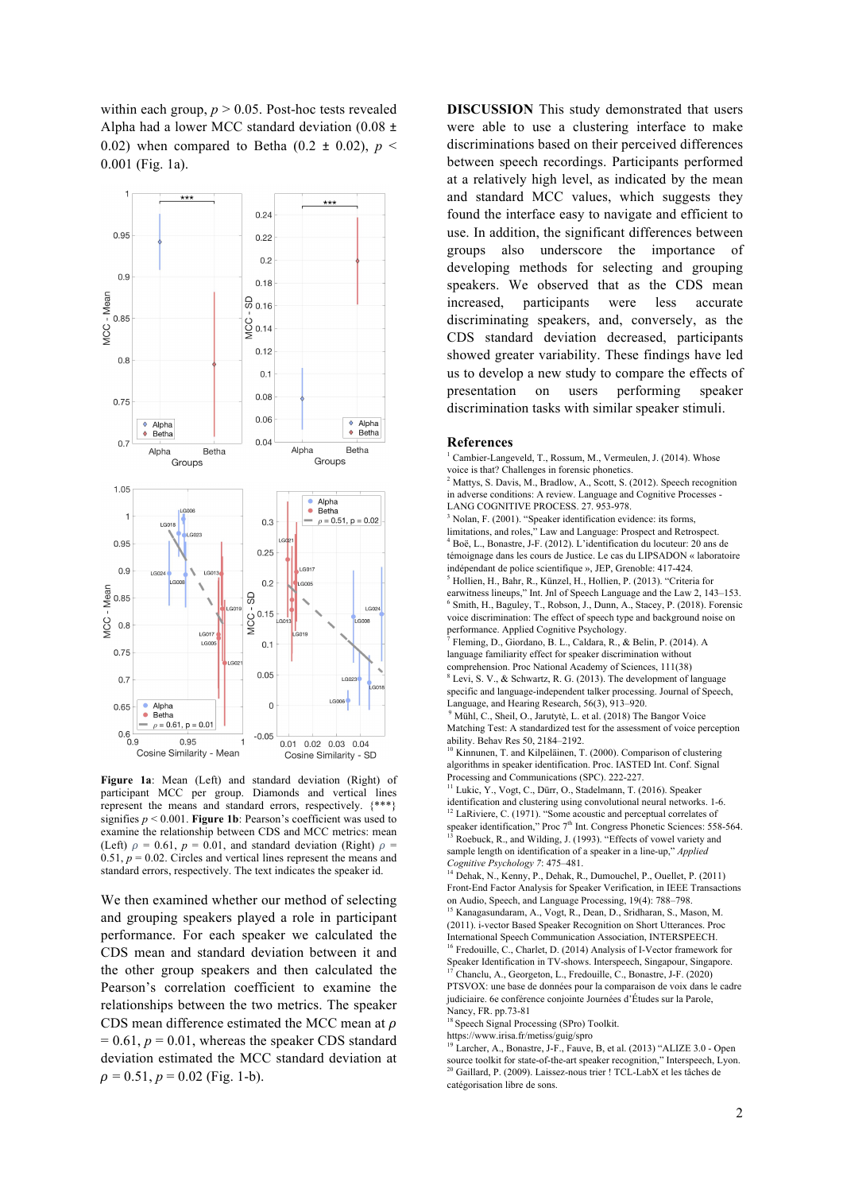within each group, $p > 0.05$. Post-hoc tests revealed Alpha had a lower MCC standard deviation ($0.08 \pm 0.02$) when compared to Betha ($0.2 \pm 0.02$), $p < 0.001$ (Fig. 1a).

1
0.95
0.9
0.85
0.8
0.75
0.7
MCC - Mean
***
Alpha
Betha
Alpha Betha
Groups

0.24
0.22
0.2
0.18
0.16
0.14
0.12
0.1
0.08
0.06
0.04
MCC - SD
***
Alpha
Betha
Alpha Betha
Groups

1.05
1
0.95
0.9
0.85
0.8
0.75
0.7
0.65
0.6
MCC - Mean
0.9 0.95 1
Cosine Similarity - Mean
LG006
LG018
LG023
LG024
LG008
LG013
LG019
LG017
LG005
LG021
Alpha
Betha
ρ = 0.61, p = 0.01

0.3
0.25
0.2
0.15
0.1
0.05
0
-0.05
MCC - SD
0.01 0.02 0.03 0.04
Cosine Similarity - SD
LG021
LG017
LG005
LG013
LG019
LG024
LG008
LG023
LG018
LG006
Alpha
Betha
ρ = 0.51, p = 0.02

**Figure 1a**: Mean (Left) and standard deviation (Right) of participant MCC per group. Diamonds and vertical lines represent the means and standard errors, respectively. {***} signifies $p < 0.001$. **Figure 1b**: Pearson's coefficient was used to examine the relationship between CDS and MCC metrics: mean (Left) $\rho = 0.61$, $p = 0.01$, and standard deviation (Right) $\rho = 0.51$, $p = 0.02$. Circles and vertical lines represent the means and standard errors, respectively. The text indicates the speaker id.

We then examined whether our method of selecting and grouping speakers played a role in participant performance. For each speaker we calculated the CDS mean and standard deviation between it and the other group speakers and then calculated the Pearson's correlation coefficient to examine the relationships between the two metrics. The speaker CDS mean difference estimated the MCC mean at $\rho = 0.61$, $p = 0.01$, whereas the speaker CDS standard deviation estimated the MCC standard deviation at $\rho = 0.51$, $p = 0.02$ (Fig. 1-b).

**DISCUSSION** This study demonstrated that users were able to use a clustering interface to make discriminations based on their perceived differences between speech recordings. Participants performed at a relatively high level, as indicated by the mean and standard MCC values, which suggests they found the interface easy to navigate and efficient to use. In addition, the significant differences between groups also underscore the importance of developing methods for selecting and grouping speakers. We observed that as the CDS mean increased, participants were less accurate discriminating speakers, and, conversely, as the CDS standard deviation decreased, participants showed greater variability. These findings have led us to develop a new study to compare the effects of presentation on users performing speaker discrimination tasks with similar speaker stimuli.

## References

[1] Cambier-Langeveld, T., Rossum, M., Vermeulen, J. (2014). Whose voice is that? Challenges in forensic phonetics.
[2] Mattys, S. Davis, M., Bradlow, A., Scott, S. (2012). Speech recognition in adverse conditions: A review. Language and Cognitive Processes - LANG COGNITIVE PROCESS. 27. 953-978.
[3] Nolan, F. (2001). "Speaker identification evidence: its forms, limitations, and roles," Law and Language: Prospect and Retrospect.
[4] Boë, L., Bonastre, J-F. (2012). L'identification du locuteur: 20 ans de témoignage dans les cours de Justice. Le cas du LIPSADON « laboratoire indépendant de police scientifique » JEP, Grenoble: 417-424.
[5] Hollien, H., Bahr, R., Künzel, H., Hollien, P. (2013). "Criteria for earwitness lineups," Int. Jnl of Speech Language and the Law 2, 143–153.
[6] Smith, H., Baguley, T., Robson, J., Dunn, A., Stacey, P. (2018). Forensic voice discrimination: The effect of speech type and background noise on performance. Applied Cognitive Psychology.
[7] Fleming, D., Giordano, B. L., Caldara, R., & Belin, P. (2014). A language familiarity effect for speaker discrimination without comprehension. Proc National Academy of Sciences, 111(38)
[8] Levi, S. V., & Schwartz, R. G. (2013). The development of language specific and language-independent talker processing. Journal of Speech, Language, and Hearing Research, 56(3), 913–920.
[9] Mühl, C., Sheil, O., Jarutytė, L. et al. (2018) The Bangor Voice Matching Test: A standardized test for the assessment of voice perception ability. Behav Res 50, 2184–2192.
[10] Kinnunen, T. and Kilpeläinen, T. (2000). Comparison of clustering algorithms in speaker identification. Proc. IASTED Int. Conf. Signal Processing and Communications (SPC). 222-227.
[11] Lukic, Y., Vogt, C., Dürr, O., Stadelmann, T. (2016). Speaker identification and clustering using convolutional neural networks. 1-6.
[12] LaRiviere, C. (1971). "Some acoustic and perceptual correlates of speaker identification," Proc 7th Int. Congress Phonetic Sciences: 558-564.
[13] Roebuck, R., and Wilding, J. (1993). "Effects of vowel variety and sample length on identification of a speaker in a line-up," *Applied Cognitive Psychology 7*: 475–481.
[14] Dehak, N., Kenny, P., Dehak, R., Dumouchel, P., Ouellet, P. (2011) Front-End Factor Analysis for Speaker Verification, in IEEE Transactions on Audio, Speech, and Language Processing, 19(4): 788–798.
[15] Kanagasundaram, A., Vogt, R., Dean, D., Sridharan, S., Mason, M. (2011). i-vector Based Speaker Recognition on Short Utterances. Proc International Speech Communication Association, INTERSPEECH.
[16] Fredouille, C., Charlet, D. (2014) Analysis of I-Vector framework for Speaker Identification in TV-shows. Interspeech, Singapour, Singapore.
[17] Chanclu, A., Georgeton, L., Fredouille, C., Bonastre, J-F. (2020) PTSVOX: une base de données pour la comparaison de voix dans le cadre judiciaire. 6e conférence conjointe Journées d'Études sur la Parole, Nancy, FR. pp.73-81
[18] Speech Signal Processing (SPro) Toolkit. https://www.irisa.fr/metiss/guig/spro
[19] Larcher, A., Bonastre, J-F., Fauve, B, et al. (2013) "ALIZE 3.0 - Open source toolkit for state-of-the-art speaker recognition," Interspeech, Lyon.
[20] Gaillard, P. (2009). Laissez-nous trier ! TCL-LabX et les tâches de catégorisation libre de sons.